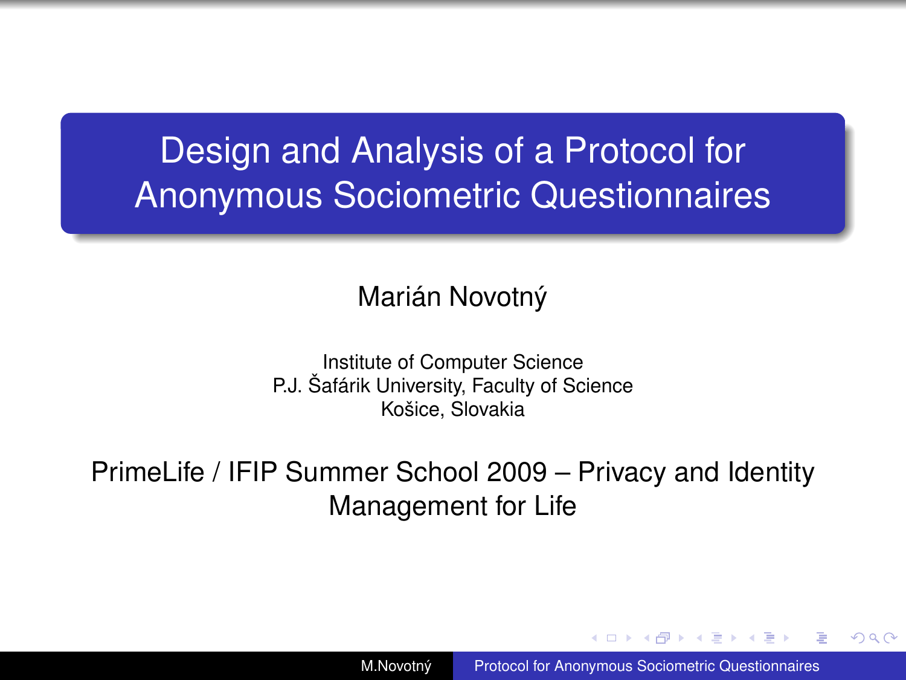# Design and Analysis of a Protocol for Anonymous Sociometric Questionnaires

Marián Novotný

Institute of Computer Science
P.J. Šafárik University, Faculty of Science
Košice, Slovakia

PrimeLife / IFIP Summer School 2009 – Privacy and Identity Management for Life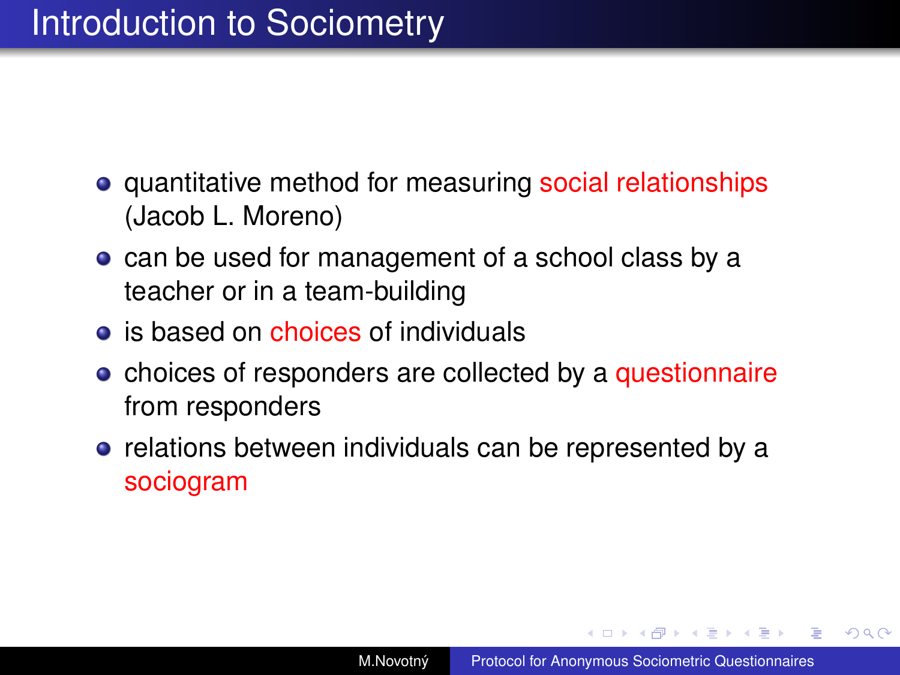# Introduction to Sociometry

- quantitative method for measuring social relationships (Jacob L. Moreno)
- can be used for management of a school class by a teacher or in a team-building
- is based on choices of individuals
- choices of responders are collected by a questionnaire from responders
- relations between individuals can be represented by a sociogram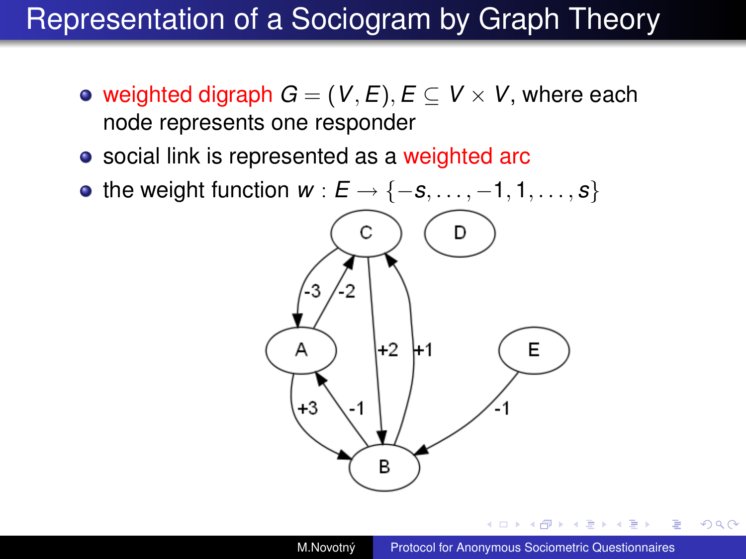# Representation of a Sociogram by Graph Theory

- weighted digraph $G = (V, E), E \subseteq V \times V$, where each node represents one responder
- social link is represented as a weighted arc
- the weight function $w : E \rightarrow \{-s, \ldots, -1, 1, \ldots, s\}$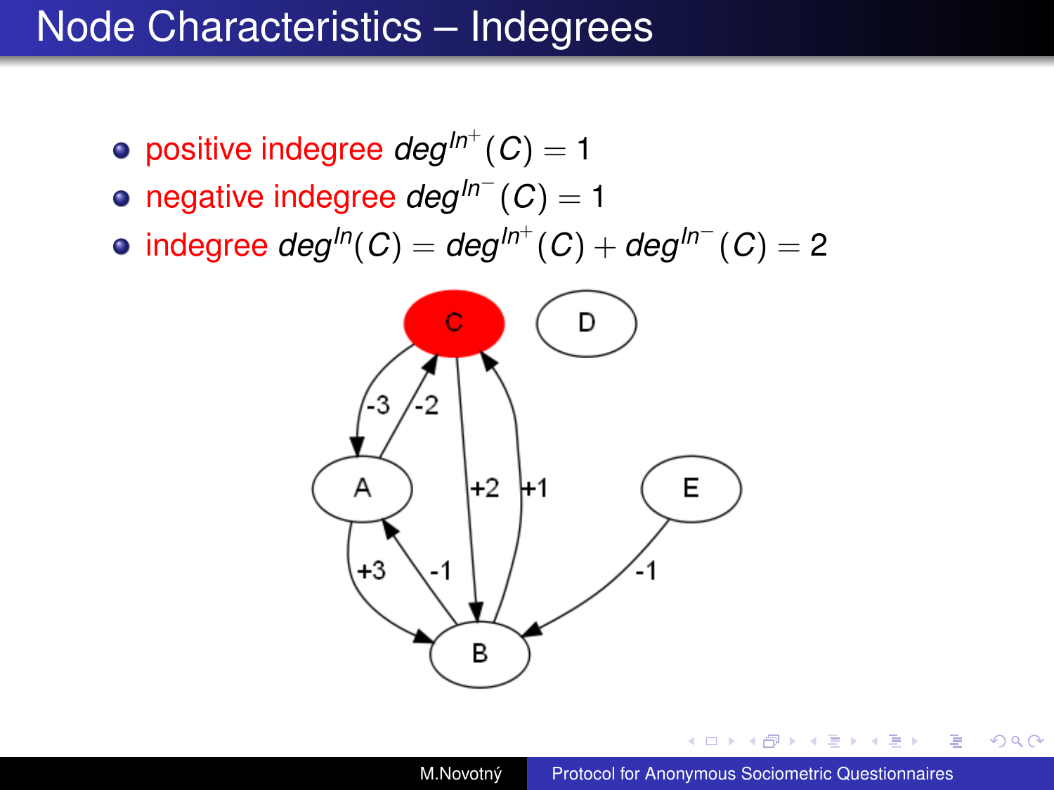# Node Characteristics – Indegrees

- positive indegree $deg^{In^+}(C) = 1$
- negative indegree $deg^{In^-}(C) = 1$
- indegree $deg^{In}(C) = deg^{In^+}(C) + deg^{In^-}(C) = 2$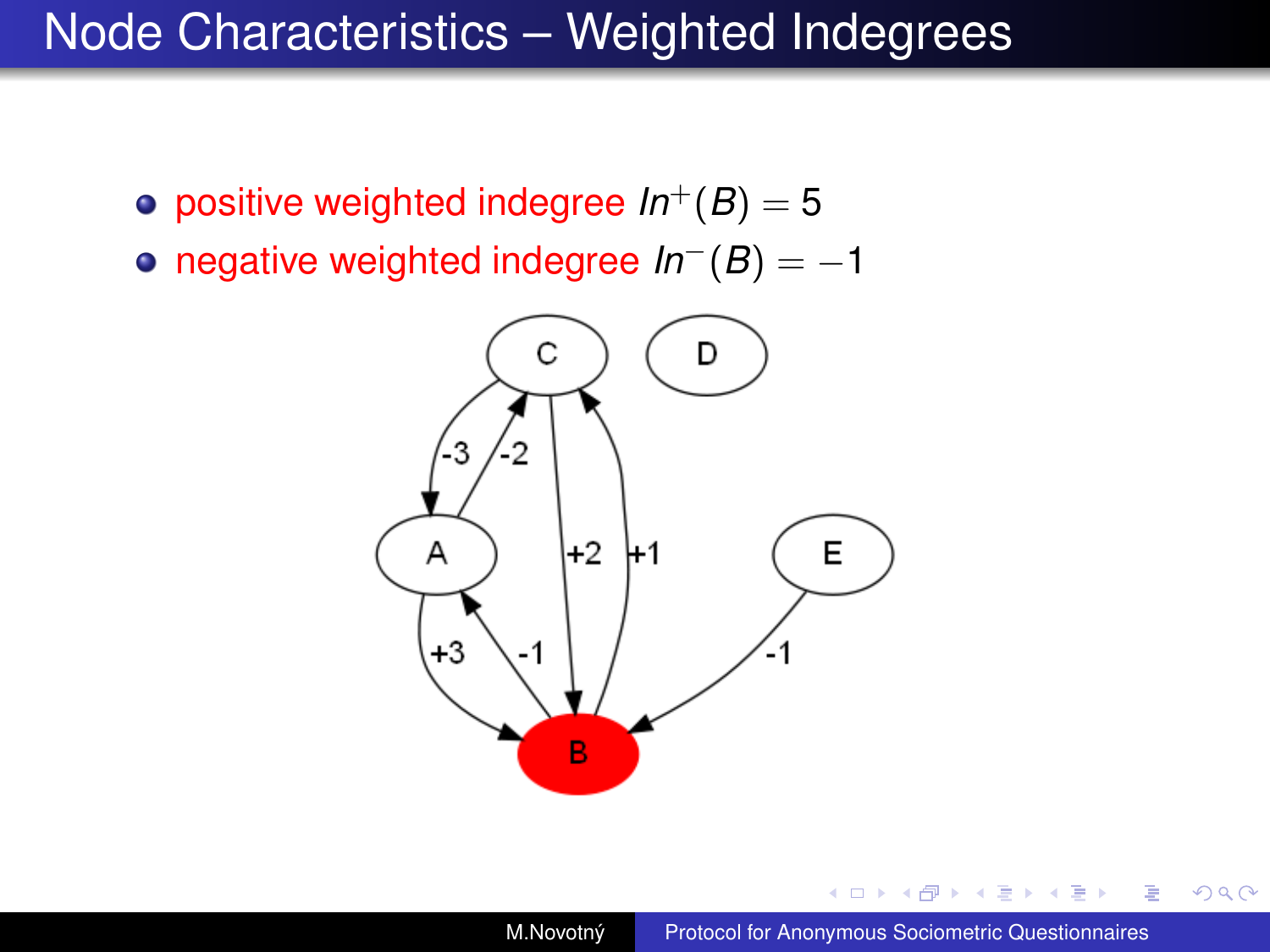# Node Characteristics – Weighted Indegrees

- positive weighted indegree $In^{+}(B) = 5$
- negative weighted indegree $In^{-}(B) = -1$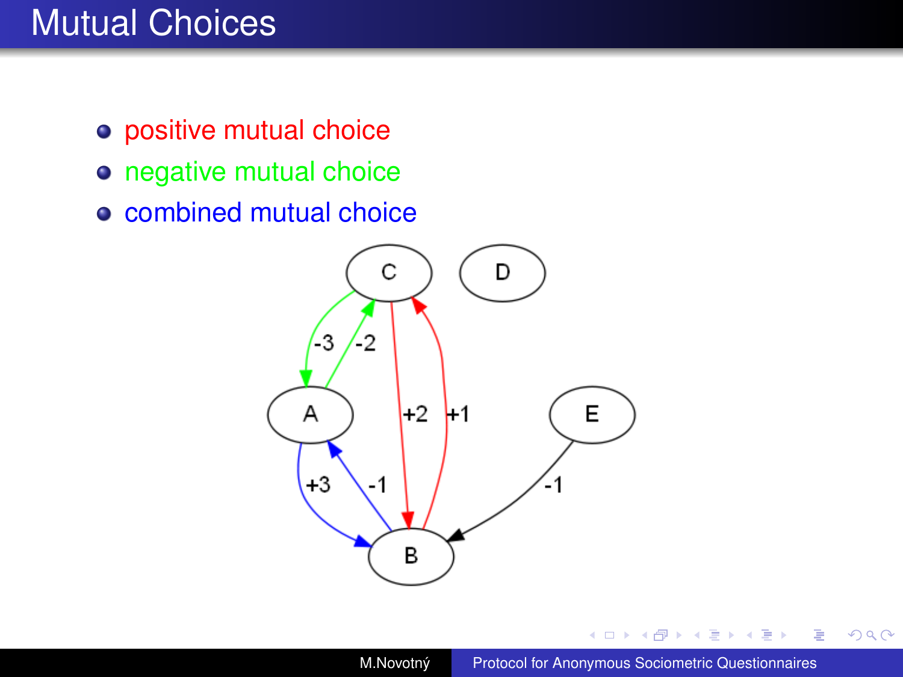# Mutual Choices

- positive mutual choice
- negative mutual choice
- combined mutual choice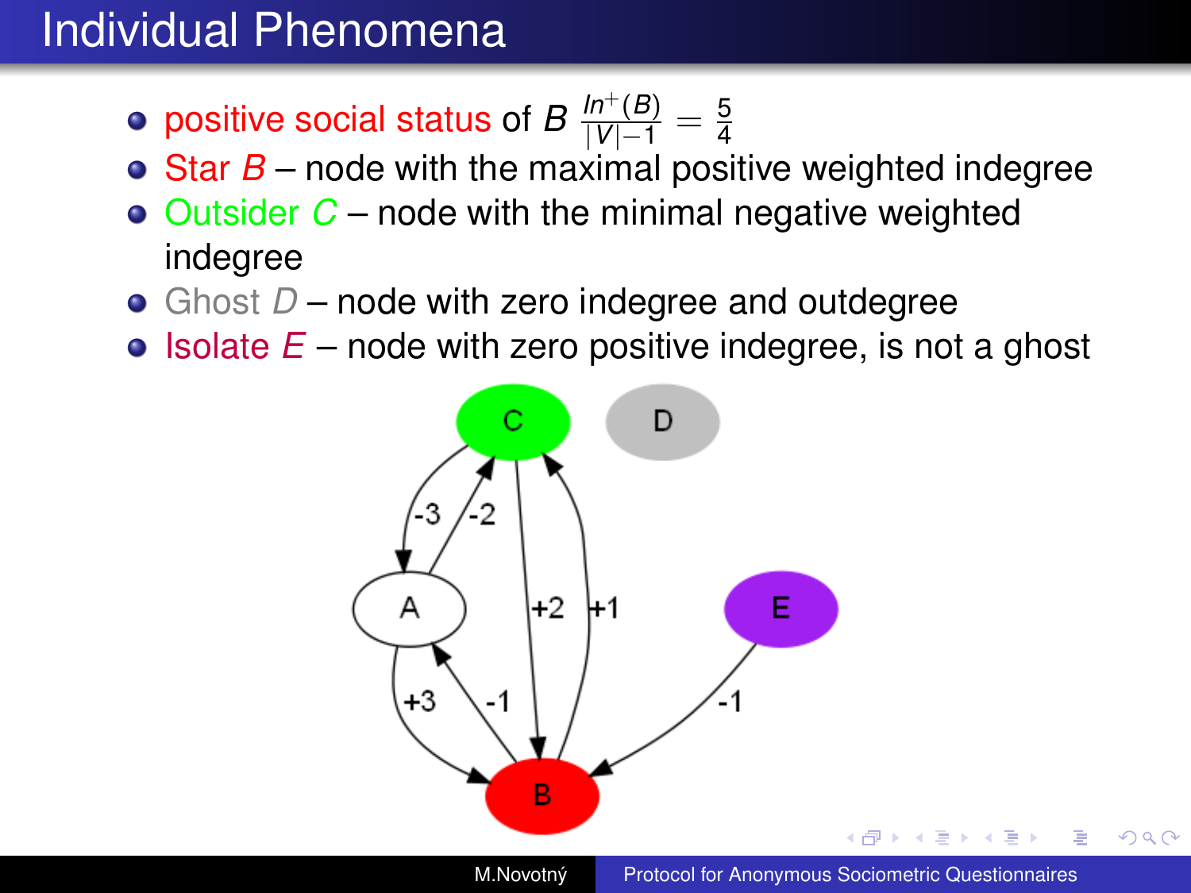# Individual Phenomena

- positive social status of $B$ $\frac{In^{+}(B)}{|V|-1} = \frac{5}{4}$
- Star $B$ – node with the maximal positive weighted indegree
- Outsider $C$ – node with the minimal negative weighted indegree
- Ghost $D$ – node with zero indegree and outdegree
- Isolate $E$ – node with zero positive indegree, is not a ghost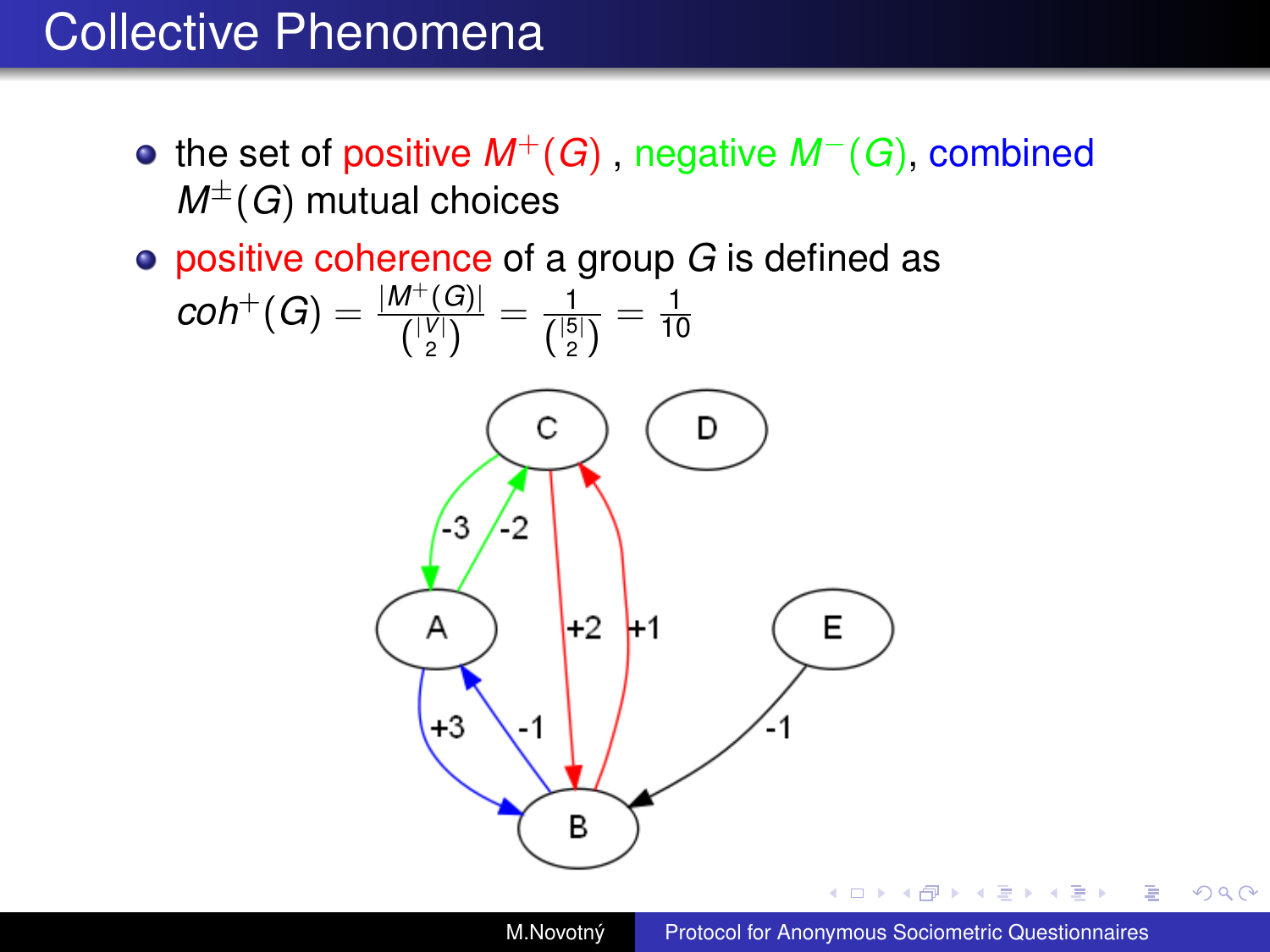# Collective Phenomena

- the set of positive $M^{+}(G)$ , negative $M^{-}(G)$, combined $M^{\pm}(G)$ mutual choices
- positive coherence of a group $G$ is defined as

$$coh^{+}(G) = \frac{|M^{+}(G)|}{\binom{|V|}{2}} = \frac{1}{\binom{|5|}{2}} = \frac{1}{10}$$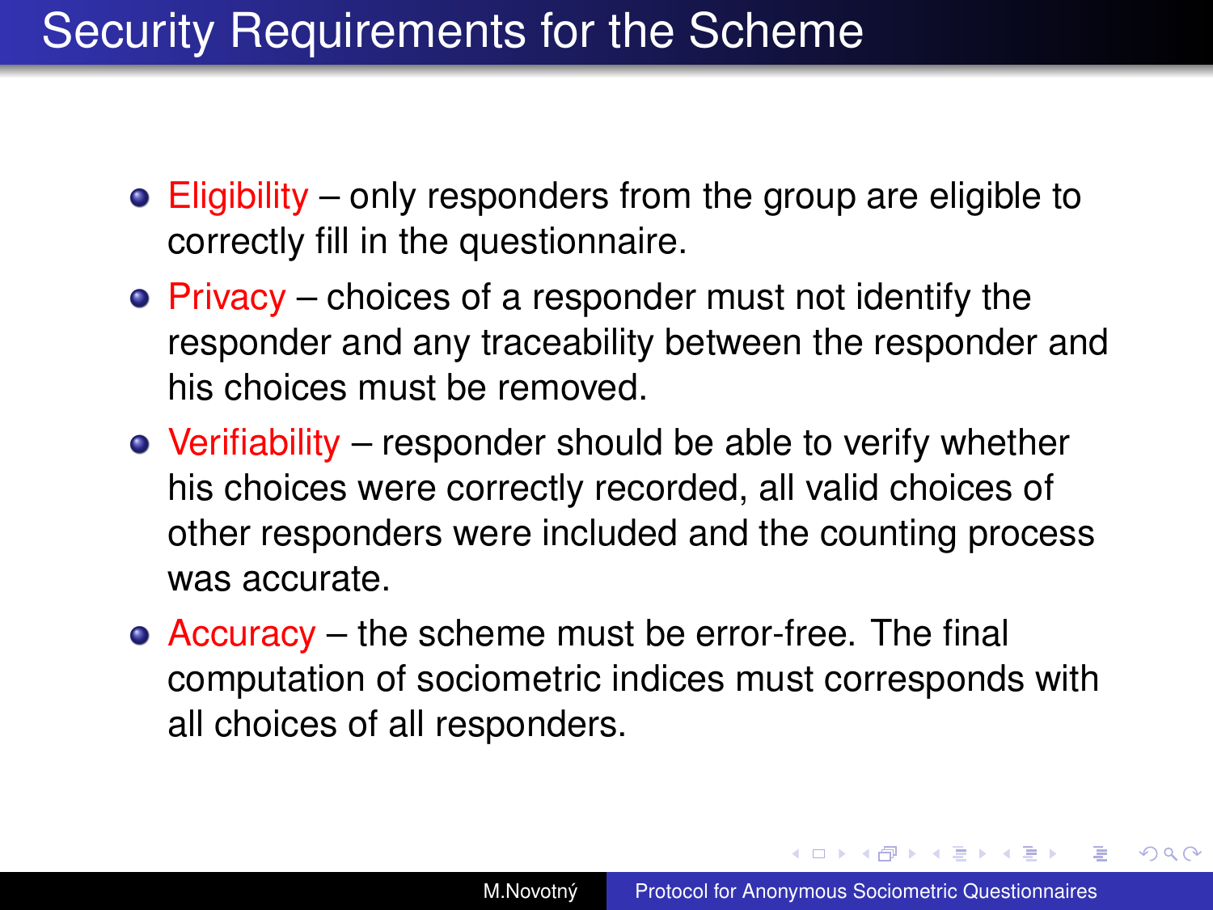# Security Requirements for the Scheme

- Eligibility – only responders from the group are eligible to correctly fill in the questionnaire.
- Privacy – choices of a responder must not identify the responder and any traceability between the responder and his choices must be removed.
- Verifiability – responder should be able to verify whether his choices were correctly recorded, all valid choices of other responders were included and the counting process was accurate.
- Accuracy – the scheme must be error-free. The final computation of sociometric indices must corresponds with all choices of all responders.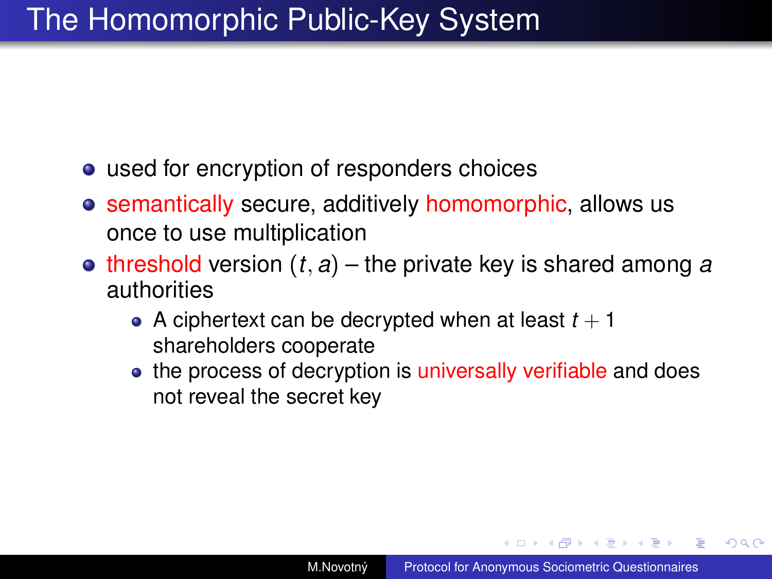# The Homomorphic Public-Key System

- used for encryption of responders choices
- semantically secure, additively homomorphic, allows us once to use multiplication
- threshold version $(t, a)$ – the private key is shared among $a$ authorities
  - A ciphertext can be decrypted when at least $t + 1$ shareholders cooperate
  - the process of decryption is universally verifiable and does not reveal the secret key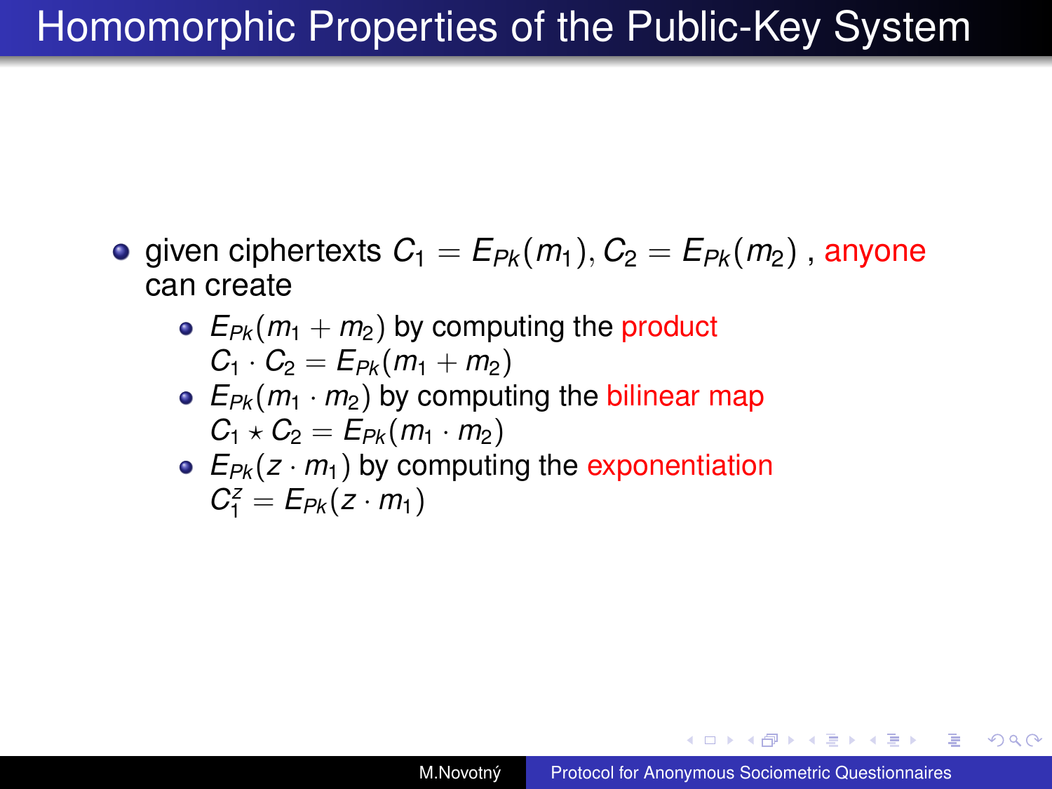# Homomorphic Properties of the Public-Key System

- given ciphertexts $C_1 = E_{Pk}(m_1), C_2 = E_{Pk}(m_2)$ , anyone can create
  - $E_{Pk}(m_1 + m_2)$ by computing the product $C_1 \cdot C_2 = E_{Pk}(m_1 + m_2)$
  - $E_{Pk}(m_1 \cdot m_2)$ by computing the bilinear map $C_1 \star C_2 = E_{Pk}(m_1 \cdot m_2)$
  - $E_{Pk}(z \cdot m_1)$ by computing the exponentiation $C_1^z = E_{Pk}(z \cdot m_1)$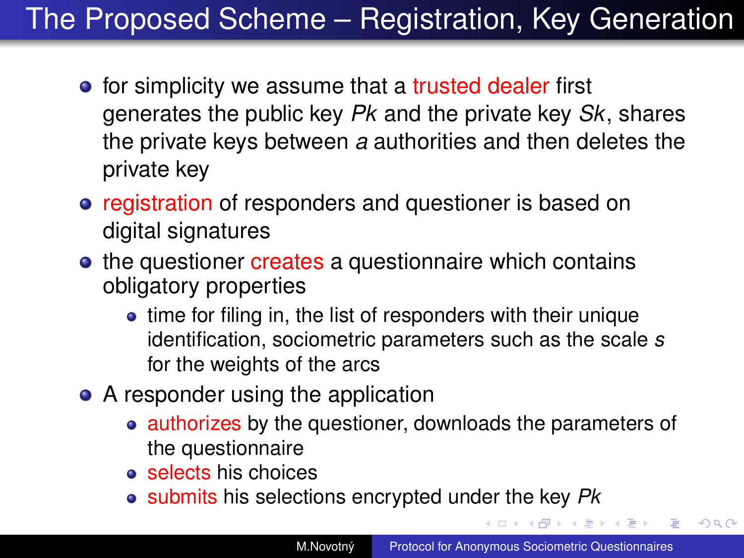# The Proposed Scheme – Registration, Key Generation

- for simplicity we assume that a trusted dealer first generates the public key $Pk$ and the private key $Sk$, shares the private keys between $a$ authorities and then deletes the private key
- registration of responders and questioner is based on digital signatures
- the questioner creates a questionnaire which contains obligatory properties
  - time for filing in, the list of responders with their unique identification, sociometric parameters such as the scale $s$ for the weights of the arcs
- A responder using the application
  - authorizes by the questioner, downloads the parameters of the questionnaire
  - selects his choices
  - submits his selections encrypted under the key $Pk$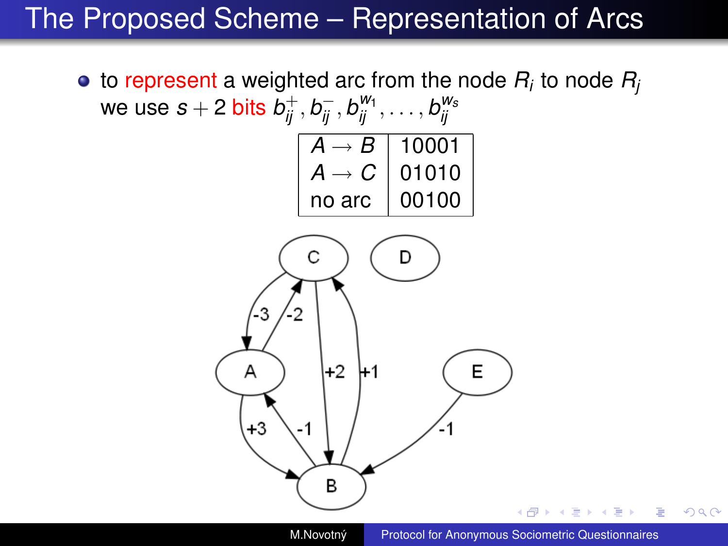# The Proposed Scheme – Representation of Arcs

- to represent a weighted arc from the node $R_i$ to node $R_j$ we use $s+2$ bits $b_{ij}^{+}, b_{ij}^{-}, b_{ij}^{w_1}, \ldots, b_{ij}^{w_s}$

| | |
|---|---|
| $A \rightarrow B$ | 10001 |
| $A \rightarrow C$ | 01010 |
| no arc | 00100 |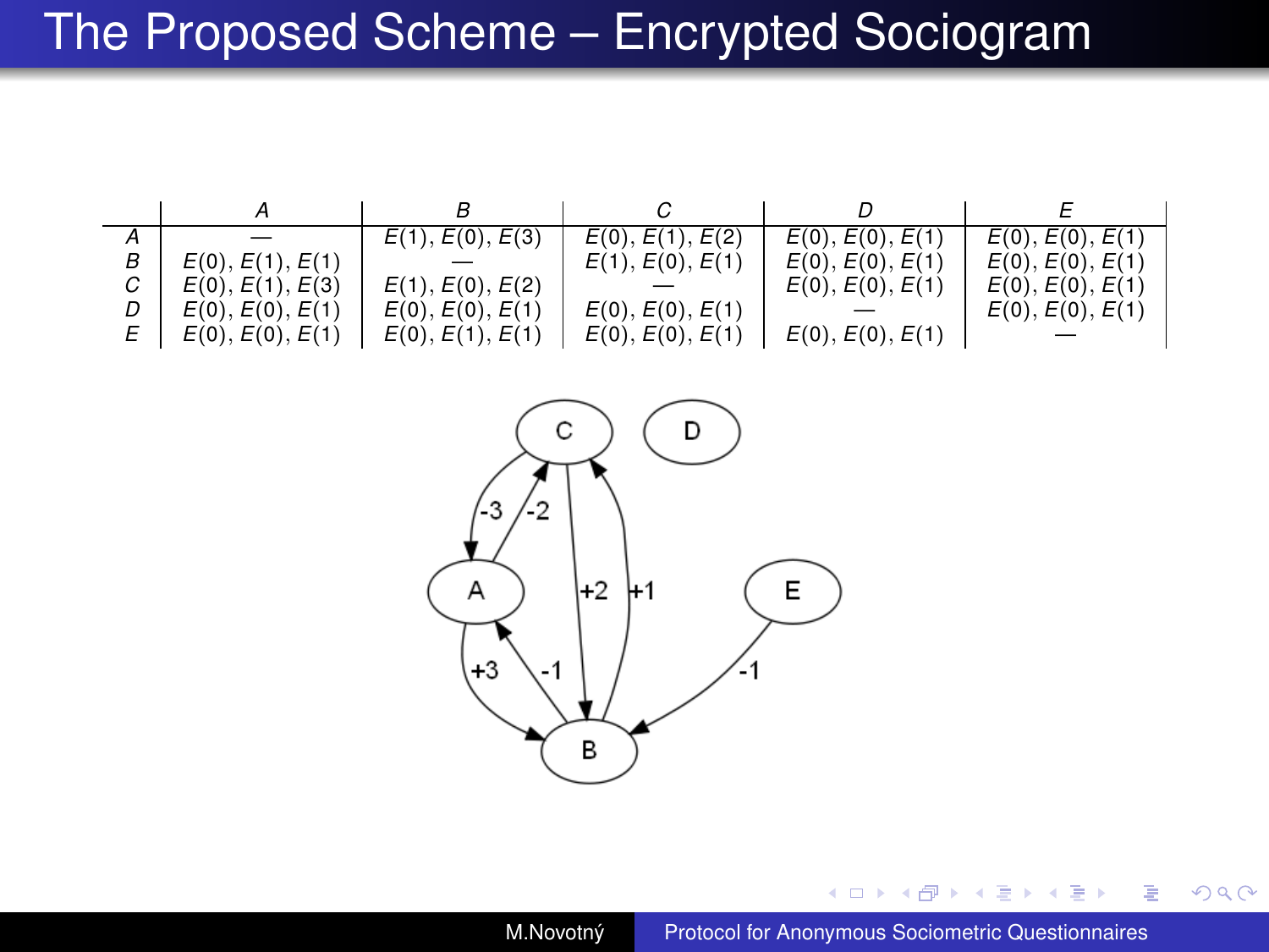# The Proposed Scheme – Encrypted Sociogram

| | $A$ | $B$ | $C$ | $D$ | $E$ |
|---|---|---|---|---|---|
| $A$ | — | $E(1), E(0), E(3)$ | $E(0), E(1), E(2)$ | $E(0), E(0), E(1)$ | $E(0), E(0), E(1)$ |
| $B$ | $E(0), E(1), E(1)$ | — | $E(1), E(0), E(1)$ | $E(0), E(0), E(1)$ | $E(0), E(0), E(1)$ |
| $C$ | $E(0), E(1), E(3)$ | $E(1), E(0), E(2)$ | — | $E(0), E(0), E(1)$ | $E(0), E(0), E(1)$ |
| $D$ | $E(0), E(0), E(1)$ | $E(0), E(0), E(1)$ | $E(0), E(0), E(1)$ | — | $E(0), E(0), E(1)$ |
| $E$ | $E(0), E(0), E(1)$ | $E(0), E(1), E(1)$ | $E(0), E(0), E(1)$ | $E(0), E(0), E(1)$ | — |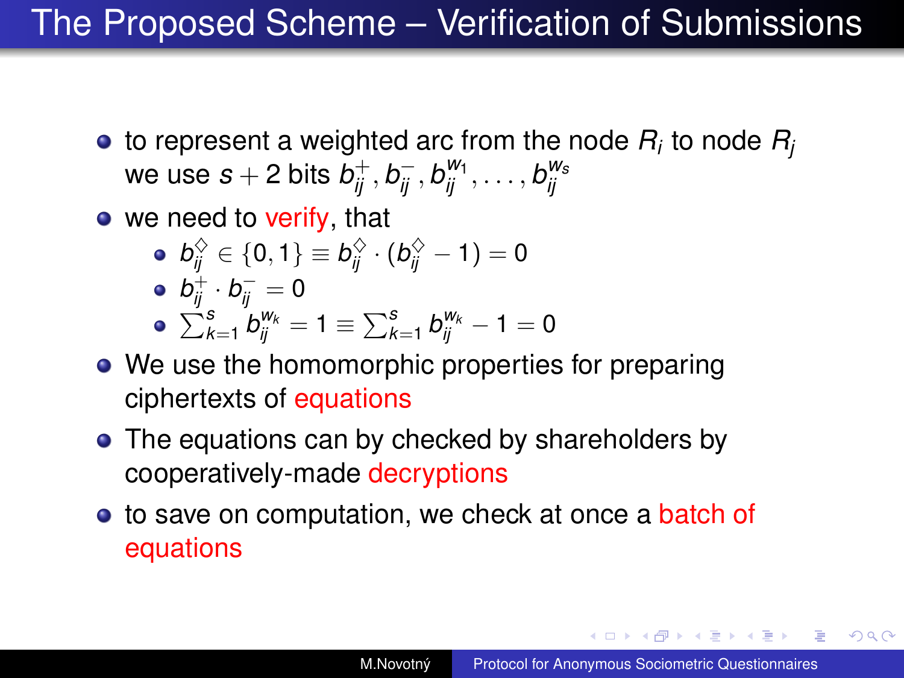# The Proposed Scheme – Verification of Submissions

- to represent a weighted arc from the node $R_i$ to node $R_j$ we use $s + 2$ bits $b_{ij}^{+}, b_{ij}^{-}, b_{ij}^{w_1}, \ldots, b_{ij}^{w_s}$
- we need to verify, that
  - $b_{ij}^{\diamondsuit} \in \{0, 1\} \equiv b_{ij}^{\diamondsuit} \cdot (b_{ij}^{\diamondsuit} - 1) = 0$
  - $b_{ij}^{+} \cdot b_{ij}^{-} = 0$
  - $\sum_{k=1}^{s} b_{ij}^{w_k} = 1 \equiv \sum_{k=1}^{s} b_{ij}^{w_k} - 1 = 0$
- We use the homomorphic properties for preparing ciphertexts of equations
- The equations can by checked by shareholders by cooperatively-made decryptions
- to save on computation, we check at once a batch of equations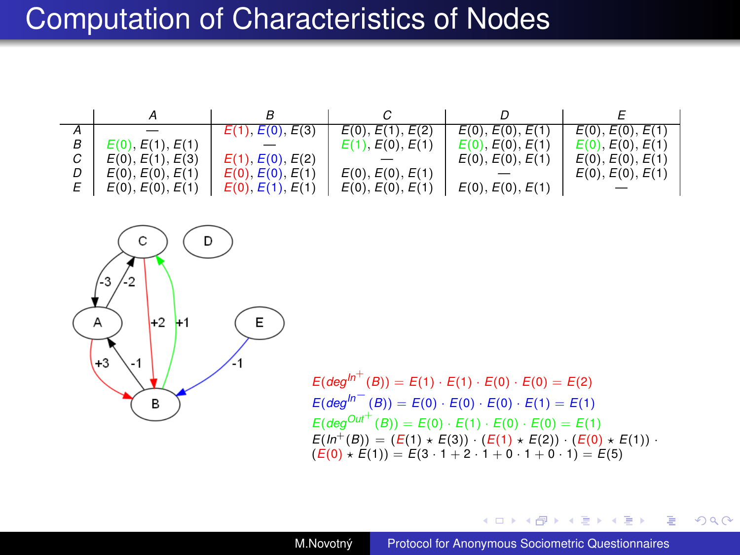# Computation of Characteristics of Nodes

| | A | B | C | D | E |
|---|---|---|---|---|---|
| A | — | $E(1), E(0), E(3)$ | $E(0), E(1), E(2)$ | $E(0), E(0), E(1)$ | $E(0), E(0), E(1)$ |
| B | $E(0), E(1), E(1)$ | — | $E(1), E(0), E(1)$ | $E(0), E(0), E(1)$ | $E(0), E(0), E(1)$ |
| C | $E(0), E(1), E(3)$ | $E(1), E(0), E(2)$ | — | $E(0), E(0), E(1)$ | $E(0), E(0), E(1)$ |
| D | $E(0), E(0), E(1)$ | $E(0), E(0), E(1)$ | $E(0), E(0), E(1)$ | — | $E(0), E(0), E(1)$ |
| E | $E(0), E(0), E(1)$ | $E(0), E(1), E(1)$ | $E(0), E(0), E(1)$ | $E(0), E(0), E(1)$ | — |

$$E(deg^{In^+}(B)) = E(1) \cdot E(1) \cdot E(0) \cdot E(0) = E(2)$$

$$E(deg^{In^-}(B)) = E(0) \cdot E(0) \cdot E(0) \cdot E(1) = E(1)$$

$$E(deg^{Out^+}(B)) = E(0) \cdot E(1) \cdot E(0) \cdot E(0) = E(1)$$

$$E(In^+(B)) = (E(1) \star E(3)) \cdot (E(1) \star E(2)) \cdot (E(0) \star E(1)) \cdot (E(0) \star E(1)) = E(3 \cdot 1 + 2 \cdot 1 + 0 \cdot 1 + 0 \cdot 1) = E(5)$$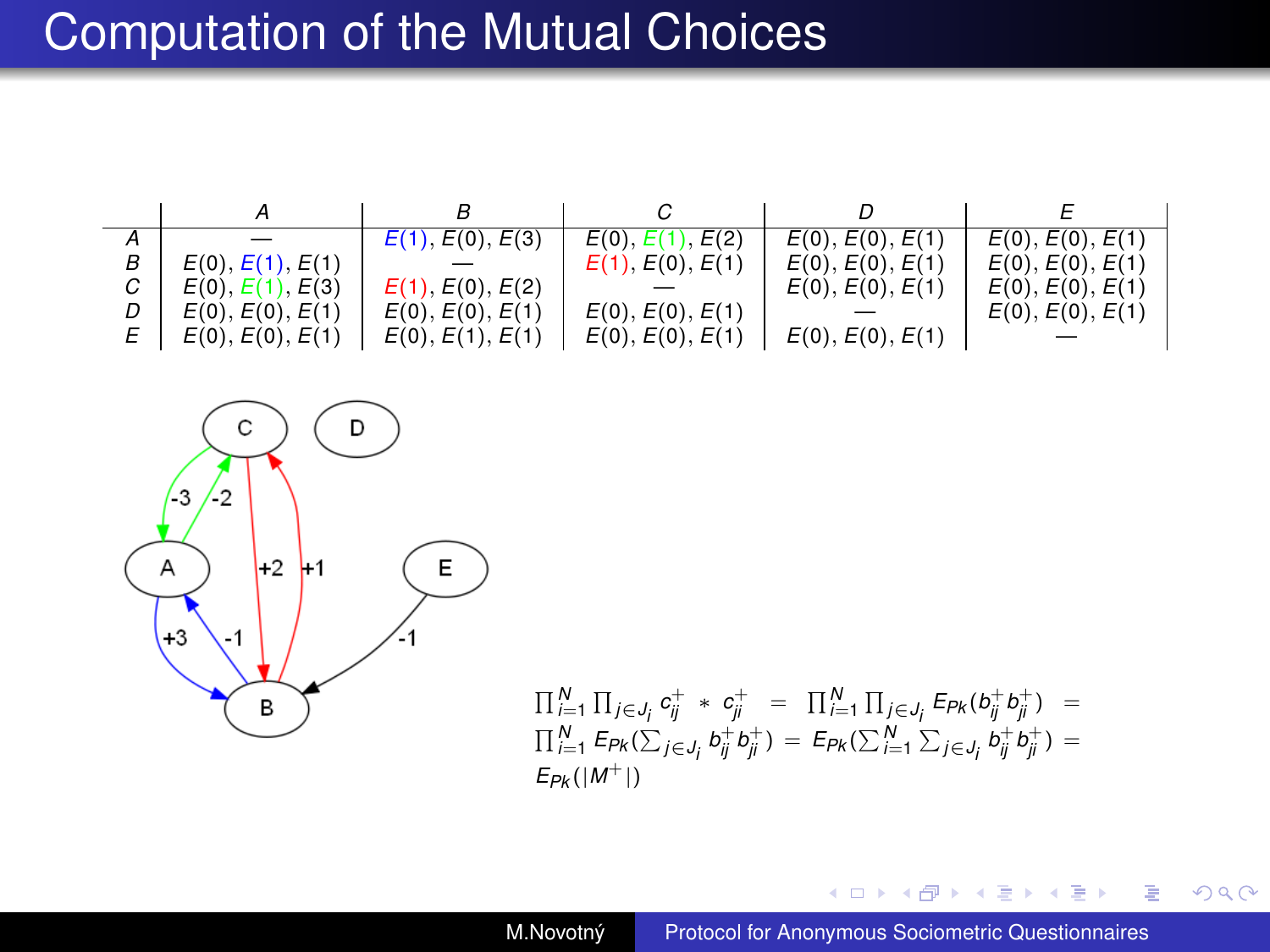# Computation of the Mutual Choices

|   | $A$ | $B$ | $C$ | $D$ | $E$ |
|---|---|---|---|---|---|
| $A$ | — | $E(1), E(0), E(3)$ | $E(0), E(1), E(2)$ | $E(0), E(0), E(1)$ | $E(0), E(0), E(1)$ |
| $B$ | $E(0), E(1), E(1)$ | — | $E(1), E(0), E(1)$ | $E(0), E(0), E(1)$ | $E(0), E(0), E(1)$ |
| $C$ | $E(0), E(1), E(3)$ | $E(1), E(0), E(2)$ | — | $E(0), E(0), E(1)$ | $E(0), E(0), E(1)$ |
| $D$ | $E(0), E(0), E(1)$ | $E(0), E(0), E(1)$ | $E(0), E(0), E(1)$ | — | $E(0), E(0), E(1)$ |
| $E$ | $E(0), E(0), E(1)$ | $E(0), E(1), E(1)$ | $E(0), E(0), E(1)$ | $E(0), E(0), E(1)$ | — |

$$\prod_{i=1}^{N} \prod_{j \in J_i} c_{ij}^{+} * c_{ji}^{+} = \prod_{i=1}^{N} \prod_{j \in J_i} E_{Pk}(b_{ij}^{+} b_{ji}^{+}) = \prod_{i=1}^{N} E_{Pk}(\sum_{j \in J_i} b_{ij}^{+} b_{ji}^{+}) = E_{Pk}(\sum_{i=1}^{N} \sum_{j \in J_i} b_{ij}^{+} b_{ji}^{+}) = E_{Pk}(|M^{+}|)$$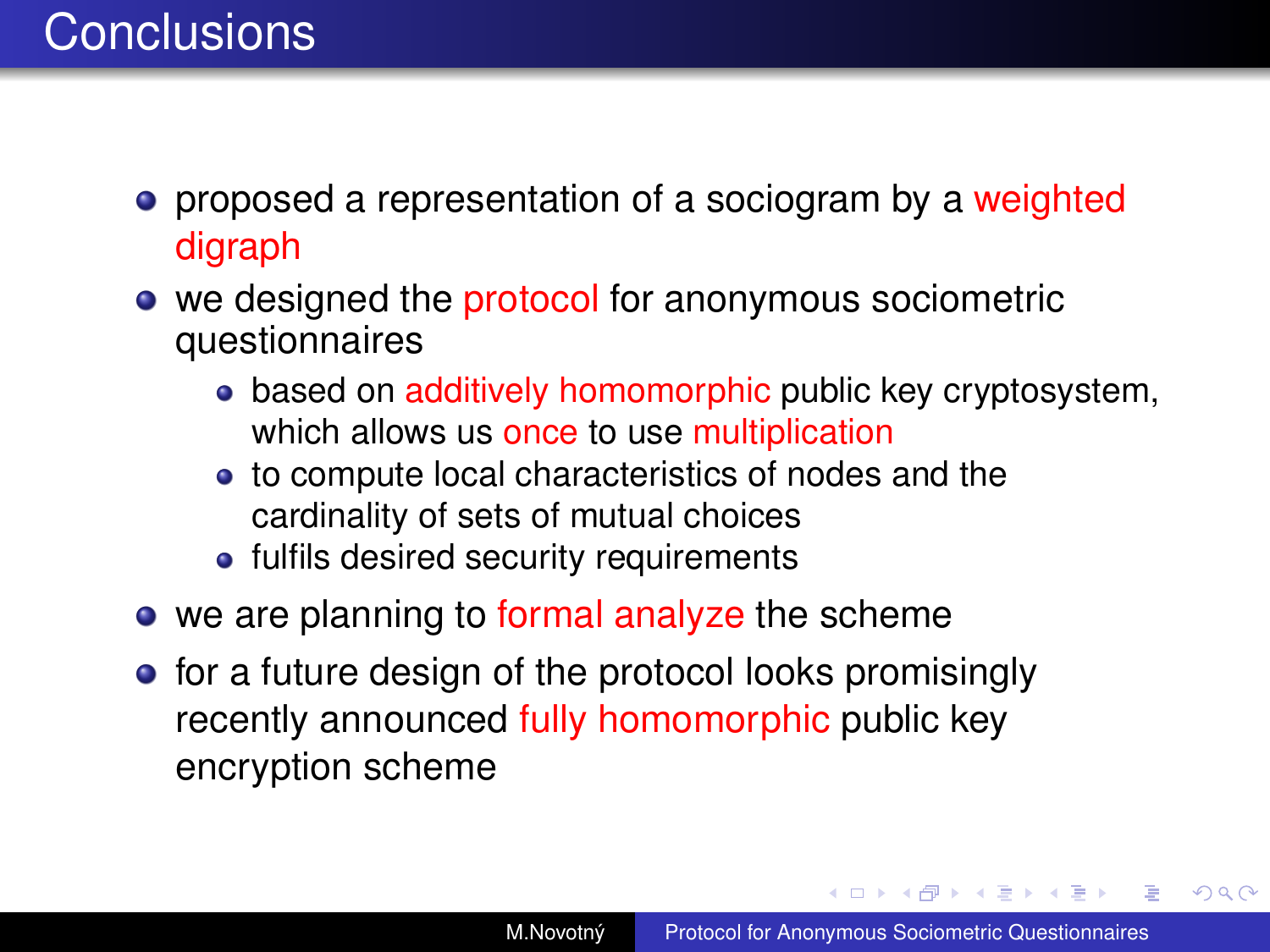# Conclusions

- proposed a representation of a sociogram by a weighted digraph
- we designed the protocol for anonymous sociometric questionnaires
  - based on additively homomorphic public key cryptosystem, which allows us once to use multiplication
  - to compute local characteristics of nodes and the cardinality of sets of mutual choices
  - fulfils desired security requirements
- we are planning to formal analyze the scheme
- for a future design of the protocol looks promisingly recently announced fully homomorphic public key encryption scheme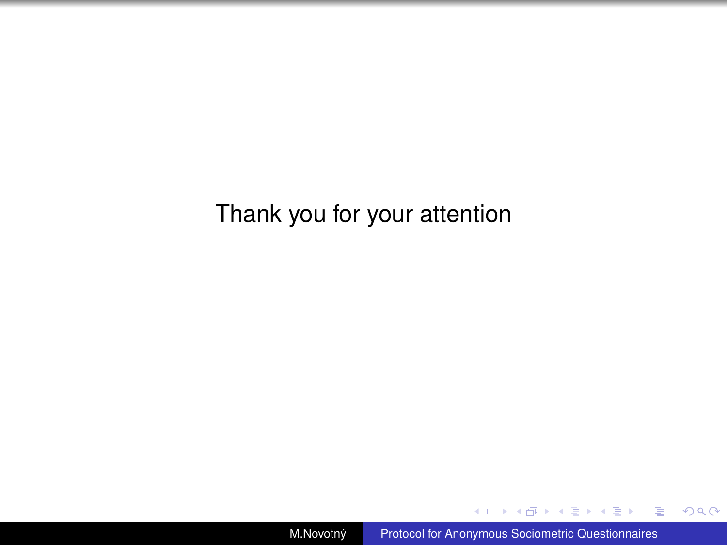Thank you for your attention